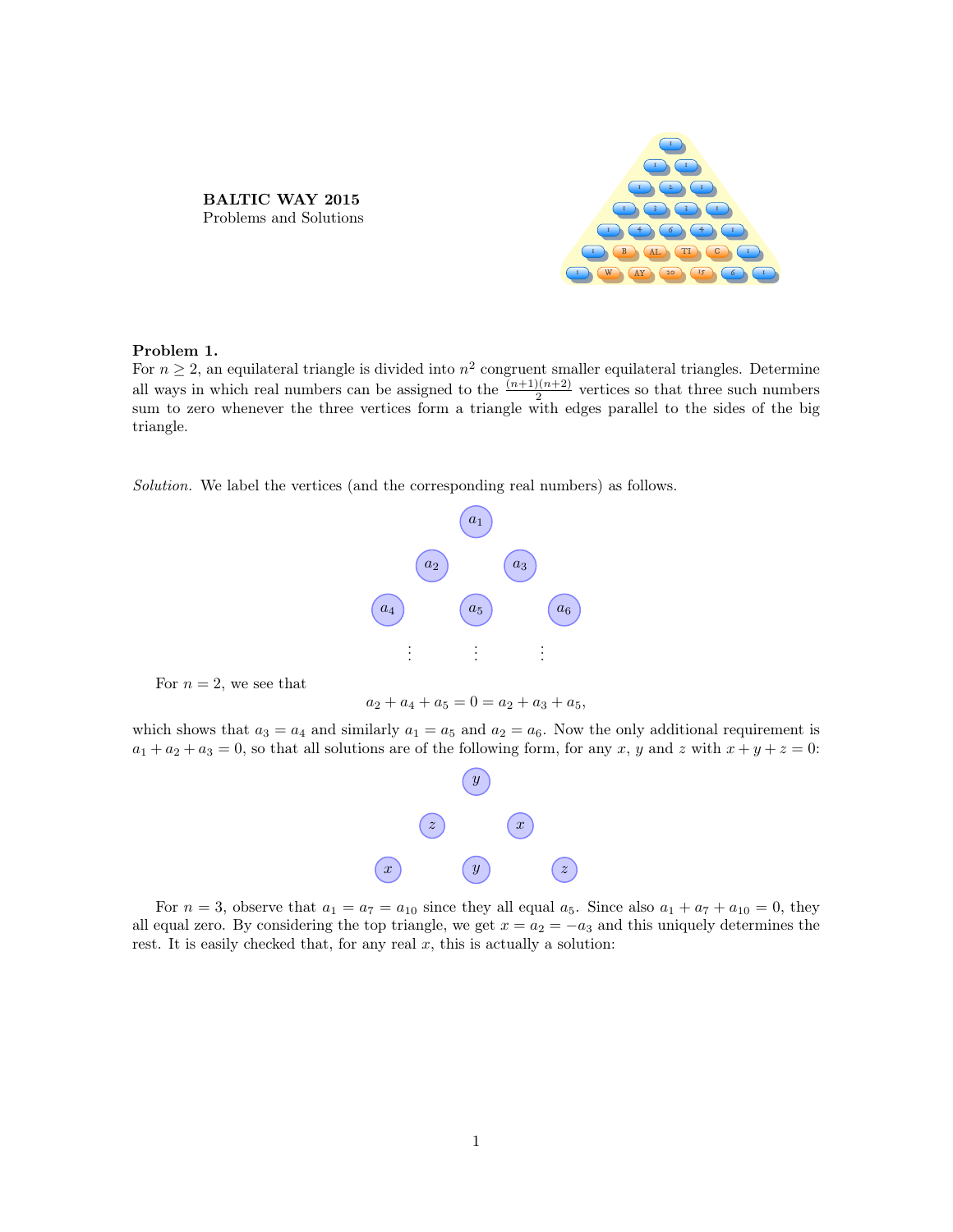**BALTIC WAY 2015**
Problems and Solutions

**Problem 1.**
For $n \geq 2$, an equilateral triangle is divided into $n^2$ congruent smaller equilateral triangles. Determine all ways in which real numbers can be assigned to the $\frac{(n+1)(n+2)}{2}$ vertices so that three such numbers sum to zero whenever the three vertices form a triangle with edges parallel to the sides of the big triangle.

*Solution.* We label the vertices (and the corresponding real numbers) as follows.

$$\begin{array}{ccccc} & & a_1 & & \\ & a_2 & & a_3 & \\ a_4 & & a_5 & & a_6 \\ \vdots & & \vdots & & \vdots \end{array}$$

For $n = 2$, we see that

$$a_2 + a_4 + a_5 = 0 = a_2 + a_3 + a_5,$$

which shows that $a_3 = a_4$ and similarly $a_1 = a_5$ and $a_2 = a_6$. Now the only additional requirement is $a_1 + a_2 + a_3 = 0$, so that all solutions are of the following form, for any $x$, $y$ and $z$ with $x + y + z = 0$:

$$\begin{array}{ccccc} & & y & & \\ & z & & x & \\ x & & y & & z \end{array}$$

For $n = 3$, observe that $a_1 = a_7 = a_{10}$ since they all equal $a_5$. Since also $a_1 + a_7 + a_{10} = 0$, they all equal zero. By considering the top triangle, we get $x = a_2 = -a_3$ and this uniquely determines the rest. It is easily checked that, for any real $x$, this is actually a solution: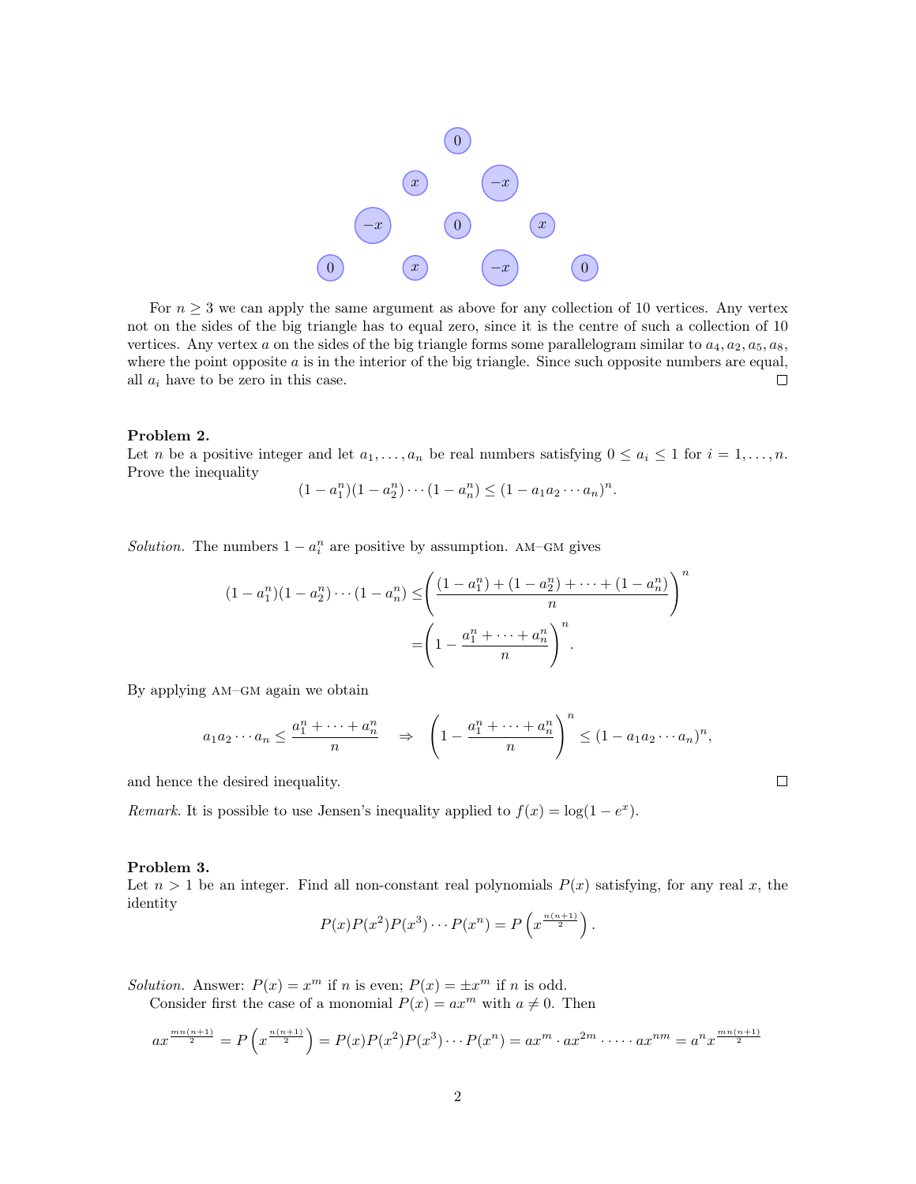For $n \geq 3$ we can apply the same argument as above for any collection of 10 vertices. Any vertex not on the sides of the big triangle has to equal zero, since it is the centre of such a collection of 10 vertices. Any vertex $a$ on the sides of the big triangle forms some parallelogram similar to $a_4, a_2, a_5, a_8$, where the point opposite $a$ is in the interior of the big triangle. Since such opposite numbers are equal, all $a_i$ have to be zero in this case. □

**Problem 2.**
Let $n$ be a positive integer and let $a_1, \ldots, a_n$ be real numbers satisfying $0 \leq a_i \leq 1$ for $i = 1, \ldots, n$. Prove the inequality

$$(1 - a_1^n)(1 - a_2^n) \cdots (1 - a_n^n) \leq (1 - a_1 a_2 \cdots a_n)^n.$$

*Solution.* The numbers $1 - a_i^n$ are positive by assumption. AM–GM gives

$$(1 - a_1^n)(1 - a_2^n) \cdots (1 - a_n^n) \leq \left( \frac{(1 - a_1^n) + (1 - a_2^n) + \cdots + (1 - a_n^n)}{n} \right)^n$$
$$= \left( 1 - \frac{a_1^n + \cdots + a_n^n}{n} \right)^n.$$

By applying AM–GM again we obtain

$$a_1 a_2 \cdots a_n \leq \frac{a_1^n + \cdots + a_n^n}{n} \quad \Rightarrow \quad \left( 1 - \frac{a_1^n + \cdots + a_n^n}{n} \right)^n \leq (1 - a_1 a_2 \cdots a_n)^n,$$

and hence the desired inequality. □

*Remark.* It is possible to use Jensen's inequality applied to $f(x) = \log(1 - e^x)$.

**Problem 3.**
Let $n > 1$ be an integer. Find all non-constant real polynomials $P(x)$ satisfying, for any real $x$, the identity

$$P(x)P(x^2)P(x^3) \cdots P(x^n) = P\left(x^{\frac{n(n+1)}{2}}\right).$$

*Solution.* Answer: $P(x) = x^m$ if $n$ is even; $P(x) = \pm x^m$ if $n$ is odd.

Consider first the case of a monomial $P(x) = ax^m$ with $a \neq 0$. Then

$$ax^{\frac{mn(n+1)}{2}} = P\left(x^{\frac{n(n+1)}{2}}\right) = P(x)P(x^2)P(x^3) \cdots P(x^n) = ax^m \cdot ax^{2m} \cdot \cdots \cdot ax^{nm} = a^n x^{\frac{mn(n+1)}{2}}$$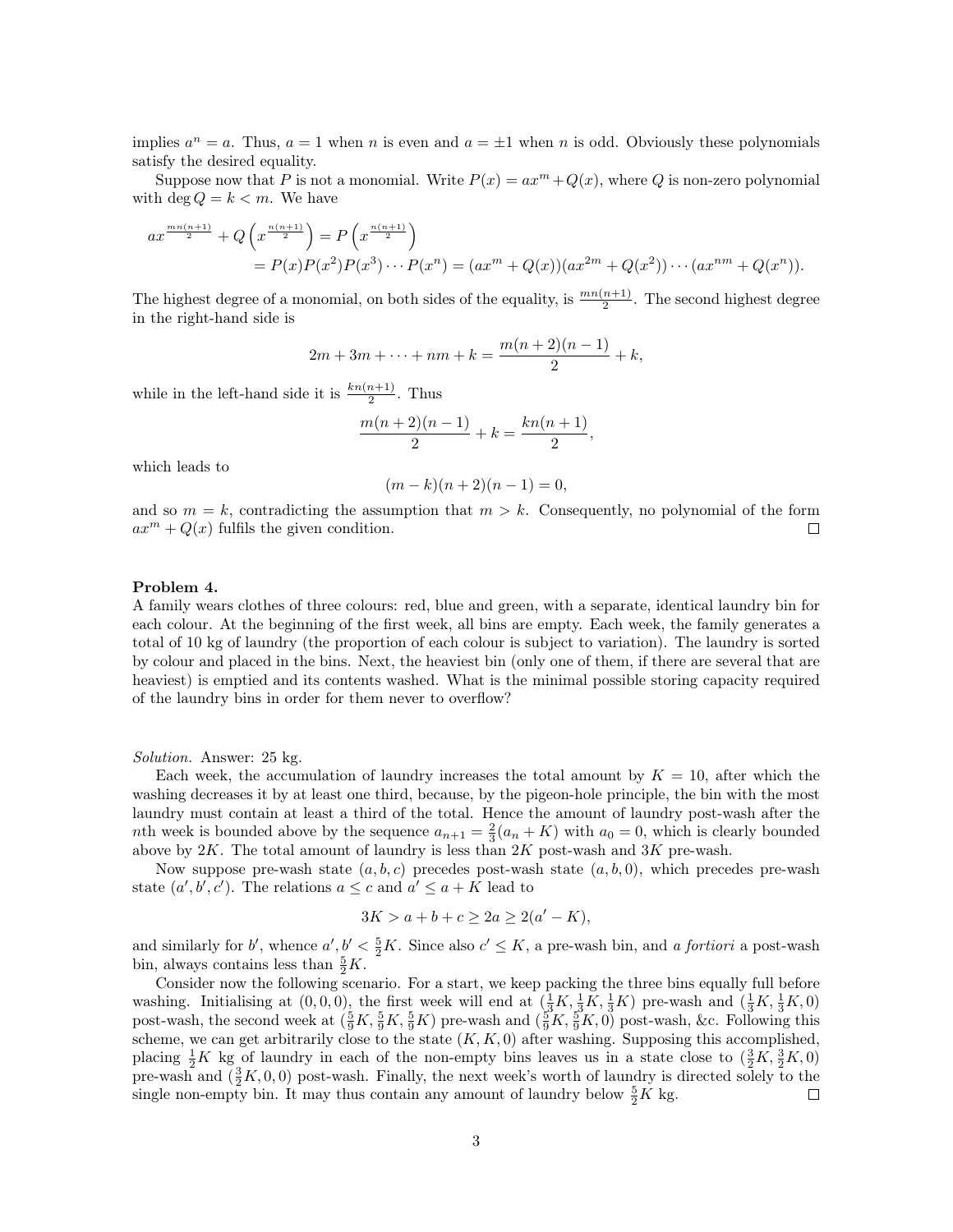implies $a^n = a$. Thus, $a = 1$ when $n$ is even and $a = \pm 1$ when $n$ is odd. Obviously these polynomials satisfy the desired equality.

Suppose now that $P$ is not a monomial. Write $P(x) = ax^m + Q(x)$, where $Q$ is non-zero polynomial with $\deg Q = k < m$. We have

$$
\begin{aligned}
ax^{\frac{mn(n+1)}{2}} + Q\left(x^{\frac{n(n+1)}{2}}\right) &= P\left(x^{\frac{n(n+1)}{2}}\right) \\
&= P(x)P(x^2)P(x^3)\cdots P(x^n) = (ax^m + Q(x))(ax^{2m} + Q(x^2))\cdots(ax^{nm} + Q(x^n)).
\end{aligned}
$$

The highest degree of a monomial, on both sides of the equality, is $\frac{mn(n+1)}{2}$. The second highest degree in the right-hand side is

$$2m + 3m + \cdots + nm + k = \frac{m(n+2)(n-1)}{2} + k,$$

while in the left-hand side it is $\frac{kn(n+1)}{2}$. Thus

$$\frac{m(n+2)(n-1)}{2} + k = \frac{kn(n+1)}{2},$$

which leads to

$$(m-k)(n+2)(n-1) = 0,$$

and so $m = k$, contradicting the assumption that $m > k$. Consequently, no polynomial of the form $ax^m + Q(x)$ fulfils the given condition. $\square$

**Problem 4.**
A family wears clothes of three colours: red, blue and green, with a separate, identical laundry bin for each colour. At the beginning of the first week, all bins are empty. Each week, the family generates a total of 10 kg of laundry (the proportion of each colour is subject to variation). The laundry is sorted by colour and placed in the bins. Next, the heaviest bin (only one of them, if there are several that are heaviest) is emptied and its contents washed. What is the minimal possible storing capacity required of the laundry bins in order for them never to overflow?

*Solution.* Answer: 25 kg.

Each week, the accumulation of laundry increases the total amount by $K = 10$, after which the washing decreases it by at least one third, because, by the pigeon-hole principle, the bin with the most laundry must contain at least a third of the total. Hence the amount of laundry post-wash after the $n$th week is bounded above by the sequence $a_{n+1} = \frac{2}{3}(a_n + K)$ with $a_0 = 0$, which is clearly bounded above by $2K$. The total amount of laundry is less than $2K$ post-wash and $3K$ pre-wash.

Now suppose pre-wash state $(a, b, c)$ precedes post-wash state $(a, b, 0)$, which precedes pre-wash state $(a', b', c')$. The relations $a \le c$ and $a' \le a + K$ lead to

$$3K > a + b + c \ge 2a \ge 2(a' - K),$$

and similarly for $b'$, whence $a', b' < \frac{5}{2}K$. Since also $c' \le K$, a pre-wash bin, and *a fortiori* a post-wash bin, always contains less than $\frac{5}{2}K$.

Consider now the following scenario. For a start, we keep packing the three bins equally full before washing. Initialising at $(0, 0, 0)$, the first week will end at $(\frac{1}{3}K, \frac{1}{3}K, \frac{1}{3}K)$ pre-wash and $(\frac{1}{3}K, \frac{1}{3}K, 0)$ post-wash, the second week at $(\frac{5}{9}K, \frac{5}{9}K, \frac{5}{9}K)$ pre-wash and $(\frac{5}{9}K, \frac{5}{9}K, 0)$ post-wash, &c. Following this scheme, we can get arbitrarily close to the state $(K, K, 0)$ after washing. Supposing this accomplished, placing $\frac{1}{2}K$ kg of laundry in each of the non-empty bins leaves us in a state close to $(\frac{3}{2}K, \frac{3}{2}K, 0)$ pre-wash and $(\frac{3}{2}K, 0, 0)$ post-wash. Finally, the next week's worth of laundry is directed solely to the single non-empty bin. It may thus contain any amount of laundry below $\frac{5}{2}K$ kg. $\square$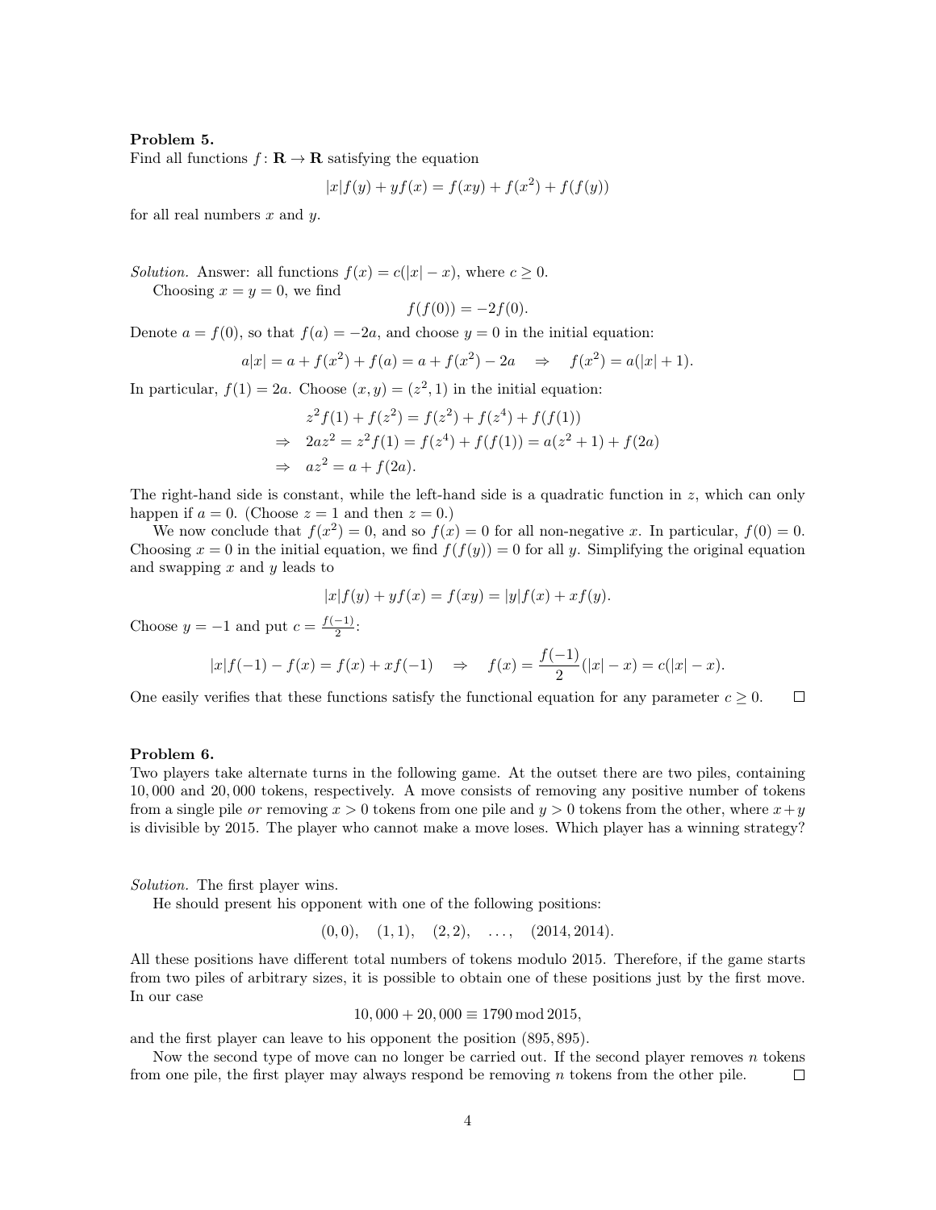**Problem 5.**
Find all functions $f\colon \mathbf{R} \to \mathbf{R}$ satisfying the equation

$$|x|f(y) + yf(x) = f(xy) + f(x^2) + f(f(y))$$

for all real numbers $x$ and $y$.

*Solution.* Answer: all functions $f(x) = c(|x| - x)$, where $c \geq 0$.

Choosing $x = y = 0$, we find

$$f(f(0)) = -2f(0).$$

Denote $a = f(0)$, so that $f(a) = -2a$, and choose $y = 0$ in the initial equation:

$$a|x| = a + f(x^2) + f(a) = a + f(x^2) - 2a \quad \Rightarrow \quad f(x^2) = a(|x| + 1).$$

In particular, $f(1) = 2a$. Choose $(x, y) = (z^2, 1)$ in the initial equation:

$$\begin{aligned}
&z^2 f(1) + f(z^2) = f(z^2) + f(z^4) + f(f(1)) \\
\Rightarrow \quad &2az^2 = z^2 f(1) = f(z^4) + f(f(1)) = a(z^2 + 1) + f(2a) \\
\Rightarrow \quad &az^2 = a + f(2a).
\end{aligned}$$

The right-hand side is constant, while the left-hand side is a quadratic function in $z$, which can only happen if $a = 0$. (Choose $z = 1$ and then $z = 0$.)

We now conclude that $f(x^2) = 0$, and so $f(x) = 0$ for all non-negative $x$. In particular, $f(0) = 0$. Choosing $x = 0$ in the initial equation, we find $f(f(y)) = 0$ for all $y$. Simplifying the original equation and swapping $x$ and $y$ leads to

$$|x|f(y) + yf(x) = f(xy) = |y|f(x) + xf(y).$$

Choose $y = -1$ and put $c = \frac{f(-1)}{2}$:

$$|x|f(-1) - f(x) = f(x) + xf(-1) \quad \Rightarrow \quad f(x) = \frac{f(-1)}{2}(|x| - x) = c(|x| - x).$$

One easily verifies that these functions satisfy the functional equation for any parameter $c \geq 0$. □

**Problem 6.**
Two players take alternate turns in the following game. At the outset there are two piles, containing 10,000 and 20,000 tokens, respectively. A move consists of removing any positive number of tokens from a single pile *or* removing $x > 0$ tokens from one pile and $y > 0$ tokens from the other, where $x + y$ is divisible by 2015. The player who cannot make a move loses. Which player has a winning strategy?

*Solution.* The first player wins.

He should present his opponent with one of the following positions:

$$(0, 0), \quad (1, 1), \quad (2, 2), \quad \ldots, \quad (2014, 2014).$$

All these positions have different total numbers of tokens modulo 2015. Therefore, if the game starts from two piles of arbitrary sizes, it is possible to obtain one of these positions just by the first move. In our case

$$10,000 + 20,000 \equiv 1790 \bmod 2015,$$

and the first player can leave to his opponent the position $(895, 895)$.

Now the second type of move can no longer be carried out. If the second player removes $n$ tokens from one pile, the first player may always respond be removing $n$ tokens from the other pile. □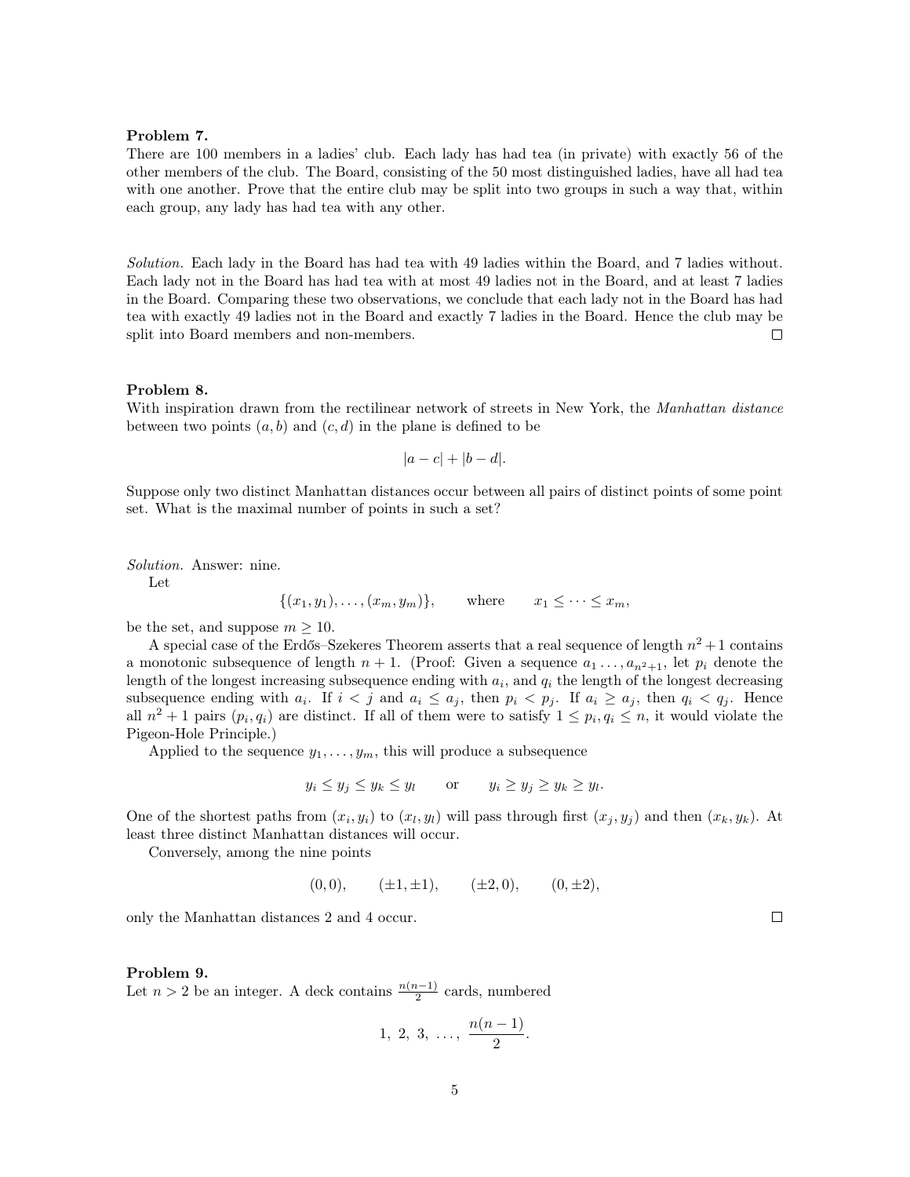**Problem 7.**
There are 100 members in a ladies' club. Each lady has had tea (in private) with exactly 56 of the other members of the club. The Board, consisting of the 50 most distinguished ladies, have all had tea with one another. Prove that the entire club may be split into two groups in such a way that, within each group, any lady has had tea with any other.

*Solution.* Each lady in the Board has had tea with 49 ladies within the Board, and 7 ladies without. Each lady not in the Board has had tea with at most 49 ladies not in the Board, and at least 7 ladies in the Board. Comparing these two observations, we conclude that each lady not in the Board has had tea with exactly 49 ladies not in the Board and exactly 7 ladies in the Board. Hence the club may be split into Board members and non-members. □

**Problem 8.**
With inspiration drawn from the rectilinear network of streets in New York, the *Manhattan distance* between two points $(a, b)$ and $(c, d)$ in the plane is defined to be

$$|a - c| + |b - d|.$$

Suppose only two distinct Manhattan distances occur between all pairs of distinct points of some point set. What is the maximal number of points in such a set?

*Solution.* Answer: nine.

Let

$$\{(x_1, y_1), \ldots, (x_m, y_m)\}, \qquad \text{where} \qquad x_1 \leq \cdots \leq x_m,$$

be the set, and suppose $m \geq 10$.

A special case of the Erdős–Szekeres Theorem asserts that a real sequence of length $n^2 + 1$ contains a monotonic subsequence of length $n + 1$. (Proof: Given a sequence $a_1 \ldots, a_{n^2+1}$, let $p_i$ denote the length of the longest increasing subsequence ending with $a_i$, and $q_i$ the length of the longest decreasing subsequence ending with $a_i$. If $i < j$ and $a_i \leq a_j$, then $p_i < p_j$. If $a_i \geq a_j$, then $q_i < q_j$. Hence all $n^2 + 1$ pairs $(p_i, q_i)$ are distinct. If all of them were to satisfy $1 \leq p_i, q_i \leq n$, it would violate the Pigeon-Hole Principle.)

Applied to the sequence $y_1, \ldots, y_m$, this will produce a subsequence

$$y_i \leq y_j \leq y_k \leq y_l \qquad \text{or} \qquad y_i \geq y_j \geq y_k \geq y_l.$$

One of the shortest paths from $(x_i, y_i)$ to $(x_l, y_l)$ will pass through first $(x_j, y_j)$ and then $(x_k, y_k)$. At least three distinct Manhattan distances will occur.

Conversely, among the nine points

$$(0, 0), \qquad (\pm 1, \pm 1), \qquad (\pm 2, 0), \qquad (0, \pm 2),$$

only the Manhattan distances 2 and 4 occur. □

**Problem 9.**
Let $n > 2$ be an integer. A deck contains $\frac{n(n-1)}{2}$ cards, numbered

$$1,\ 2,\ 3,\ \ldots,\ \frac{n(n-1)}{2}.$$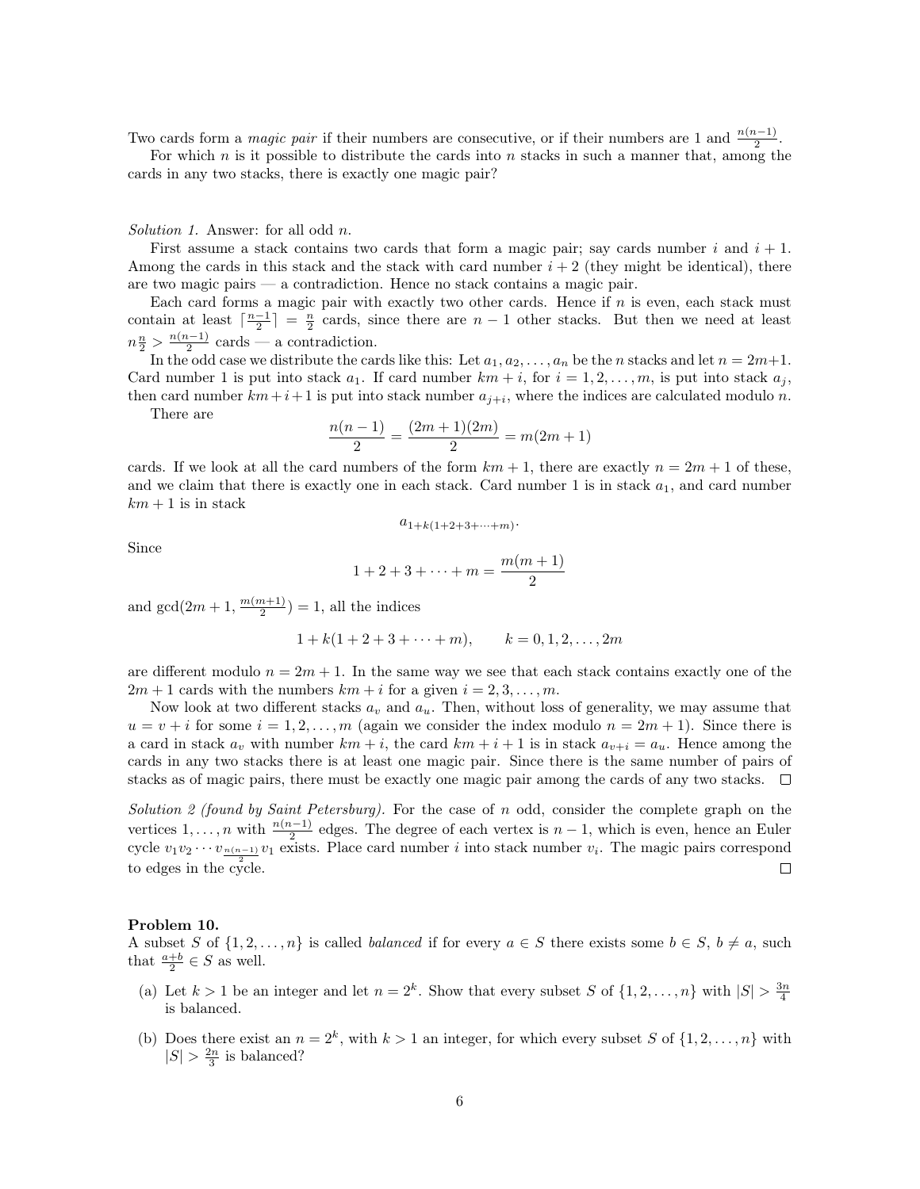Two cards form a *magic pair* if their numbers are consecutive, or if their numbers are 1 and $\frac{n(n-1)}{2}$.

For which $n$ is it possible to distribute the cards into $n$ stacks in such a manner that, among the cards in any two stacks, there is exactly one magic pair?

*Solution 1.* Answer: for all odd $n$.

First assume a stack contains two cards that form a magic pair; say cards number $i$ and $i+1$. Among the cards in this stack and the stack with card number $i+2$ (they might be identical), there are two magic pairs — a contradiction. Hence no stack contains a magic pair.

Each card forms a magic pair with exactly two other cards. Hence if $n$ is even, each stack must contain at least $\lceil \frac{n-1}{2} \rceil = \frac{n}{2}$ cards, since there are $n-1$ other stacks. But then we need at least $n\frac{n}{2} > \frac{n(n-1)}{2}$ cards — a contradiction.

In the odd case we distribute the cards like this: Let $a_1, a_2, \ldots, a_n$ be the $n$ stacks and let $n = 2m+1$. Card number 1 is put into stack $a_1$. If card number $km+i$, for $i = 1, 2, \ldots, m$, is put into stack $a_j$, then card number $km+i+1$ is put into stack number $a_{j+i}$, where the indices are calculated modulo $n$.

There are

$$\frac{n(n-1)}{2} = \frac{(2m+1)(2m)}{2} = m(2m+1)$$

cards. If we look at all the card numbers of the form $km+1$, there are exactly $n = 2m+1$ of these, and we claim that there is exactly one in each stack. Card number 1 is in stack $a_1$, and card number $km+1$ is in stack

$$a_{1+k(1+2+3+\cdots+m)}.$$

Since

$$1+2+3+\cdots+m = \frac{m(m+1)}{2}$$

and $\gcd(2m+1, \frac{m(m+1)}{2}) = 1$, all the indices

$$1+k(1+2+3+\cdots+m), \qquad k = 0, 1, 2, \ldots, 2m$$

are different modulo $n = 2m+1$. In the same way we see that each stack contains exactly one of the $2m+1$ cards with the numbers $km+i$ for a given $i = 2, 3, \ldots, m$.

Now look at two different stacks $a_v$ and $a_u$. Then, without loss of generality, we may assume that $u = v+i$ for some $i = 1, 2, \ldots, m$ (again we consider the index modulo $n = 2m+1$). Since there is a card in stack $a_v$ with number $km+i$, the card $km+i+1$ is in stack $a_{v+i} = a_u$. Hence among the cards in any two stacks there is at least one magic pair. Since there is the same number of pairs of stacks as of magic pairs, there must be exactly one magic pair among the cards of any two stacks. □

*Solution 2 (found by Saint Petersburg).* For the case of $n$ odd, consider the complete graph on the vertices $1, \ldots, n$ with $\frac{n(n-1)}{2}$ edges. The degree of each vertex is $n-1$, which is even, hence an Euler cycle $v_1 v_2 \cdots v_{\frac{n(n-1)}{2}} v_1$ exists. Place card number $i$ into stack number $v_i$. The magic pairs correspond to edges in the cycle. □

**Problem 10.**
A subset $S$ of $\{1, 2, \ldots, n\}$ is called *balanced* if for every $a \in S$ there exists some $b \in S$, $b \neq a$, such that $\frac{a+b}{2} \in S$ as well.

(a) Let $k > 1$ be an integer and let $n = 2^k$. Show that every subset $S$ of $\{1, 2, \ldots, n\}$ with $|S| > \frac{3n}{4}$ is balanced.

(b) Does there exist an $n = 2^k$, with $k > 1$ an integer, for which every subset $S$ of $\{1, 2, \ldots, n\}$ with $|S| > \frac{2n}{3}$ is balanced?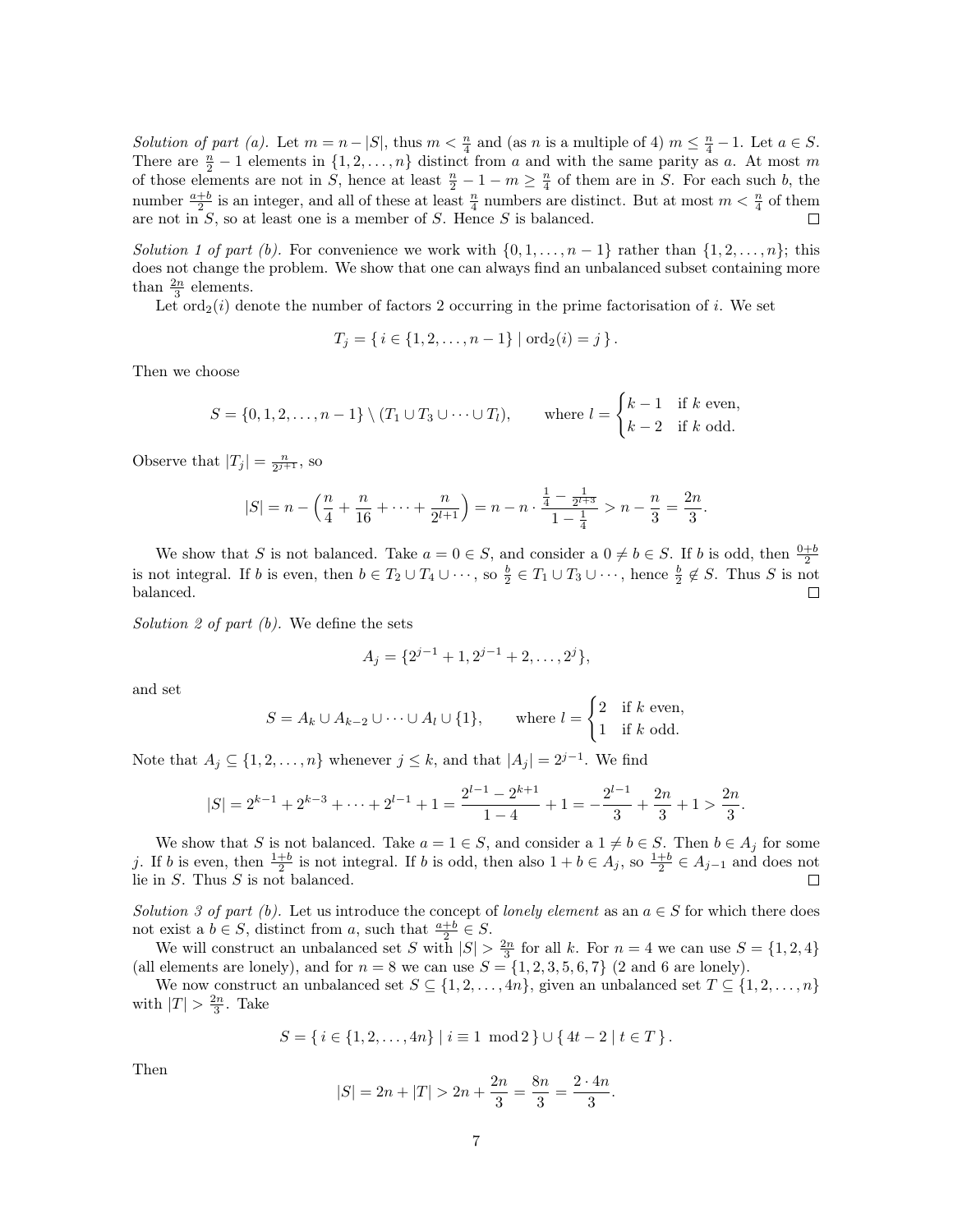*Solution of part (a).* Let $m = n - |S|$, thus $m < \frac{n}{4}$ and (as $n$ is a multiple of 4) $m \leq \frac{n}{4} - 1$. Let $a \in S$. There are $\frac{n}{2} - 1$ elements in $\{1, 2, \ldots, n\}$ distinct from $a$ and with the same parity as $a$. At most $m$ of those elements are not in $S$, hence at least $\frac{n}{2} - 1 - m \geq \frac{n}{4}$ of them are in $S$. For each such $b$, the number $\frac{a+b}{2}$ is an integer, and all of these at least $\frac{n}{4}$ numbers are distinct. But at most $m < \frac{n}{4}$ of them are not in $S$, so at least one is a member of $S$. Hence $S$ is balanced. □

*Solution 1 of part (b).* For convenience we work with $\{0, 1, \ldots, n-1\}$ rather than $\{1, 2, \ldots, n\}$; this does not change the problem. We show that one can always find an unbalanced subset containing more than $\frac{2n}{3}$ elements.

Let $\operatorname{ord}_2(i)$ denote the number of factors 2 occurring in the prime factorisation of $i$. We set

$$T_j = \{\, i \in \{1, 2, \ldots, n-1\} \mid \operatorname{ord}_2(i) = j \,\}.$$

Then we choose

$$S = \{0, 1, 2, \ldots, n-1\} \setminus (T_1 \cup T_3 \cup \cdots \cup T_l), \qquad \text{where } l = \begin{cases} k-1 & \text{if } k \text{ even,} \\ k-2 & \text{if } k \text{ odd.} \end{cases}$$

Observe that $|T_j| = \frac{n}{2^{j+1}}$, so

$$|S| = n - \left(\frac{n}{4} + \frac{n}{16} + \cdots + \frac{n}{2^{l+1}}\right) = n - n \cdot \frac{\frac{1}{4} - \frac{1}{2^{l+3}}}{1 - \frac{1}{4}} > n - \frac{n}{3} = \frac{2n}{3}.$$

We show that $S$ is not balanced. Take $a = 0 \in S$, and consider a $0 \neq b \in S$. If $b$ is odd, then $\frac{0+b}{2}$ is not integral. If $b$ is even, then $b \in T_2 \cup T_4 \cup \cdots$, so $\frac{b}{2} \in T_1 \cup T_3 \cup \cdots$, hence $\frac{b}{2} \notin S$. Thus $S$ is not balanced. □

*Solution 2 of part (b).* We define the sets

$$A_j = \{2^{j-1} + 1, 2^{j-1} + 2, \ldots, 2^j\},$$

and set

$$S = A_k \cup A_{k-2} \cup \cdots \cup A_l \cup \{1\}, \qquad \text{where } l = \begin{cases} 2 & \text{if } k \text{ even,} \\ 1 & \text{if } k \text{ odd.} \end{cases}$$

Note that $A_j \subseteq \{1, 2, \ldots, n\}$ whenever $j \leq k$, and that $|A_j| = 2^{j-1}$. We find

$$|S| = 2^{k-1} + 2^{k-3} + \cdots + 2^{l-1} + 1 = \frac{2^{l-1} - 2^{k+1}}{1-4} + 1 = -\frac{2^{l-1}}{3} + \frac{2n}{3} + 1 > \frac{2n}{3}.$$

We show that $S$ is not balanced. Take $a = 1 \in S$, and consider a $1 \neq b \in S$. Then $b \in A_j$ for some $j$. If $b$ is even, then $\frac{1+b}{2}$ is not integral. If $b$ is odd, then also $1 + b \in A_j$, so $\frac{1+b}{2} \in A_{j-1}$ and does not lie in $S$. Thus $S$ is not balanced. □

*Solution 3 of part (b).* Let us introduce the concept of *lonely element* as an $a \in S$ for which there does not exist a $b \in S$, distinct from $a$, such that $\frac{a+b}{2} \in S$.

We will construct an unbalanced set $S$ with $|S| > \frac{2n}{3}$ for all $k$. For $n = 4$ we can use $S = \{1, 2, 4\}$ (all elements are lonely), and for $n = 8$ we can use $S = \{1, 2, 3, 5, 6, 7\}$ (2 and 6 are lonely).

We now construct an unbalanced set $S \subseteq \{1, 2, \ldots, 4n\}$, given an unbalanced set $T \subseteq \{1, 2, \ldots, n\}$ with $|T| > \frac{2n}{3}$. Take

$$S = \{\, i \in \{1, 2, \ldots, 4n\} \mid i \equiv 1 \mod 2 \,\} \cup \{\, 4t - 2 \mid t \in T \,\}.$$

Then

$$|S| = 2n + |T| > 2n + \frac{2n}{3} = \frac{8n}{3} = \frac{2 \cdot 4n}{3}.$$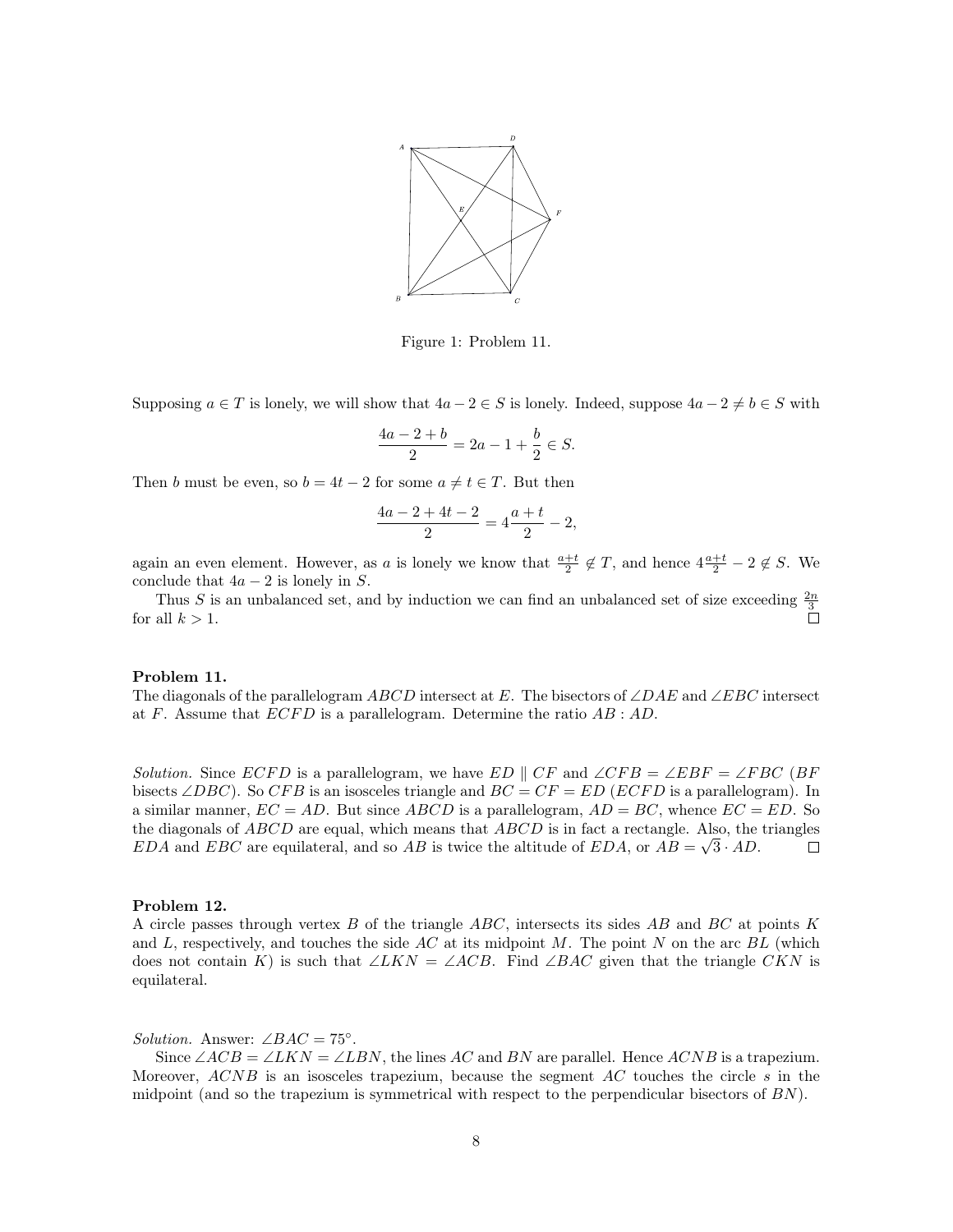Figure 1: Problem 11.

Supposing $a \in T$ is lonely, we will show that $4a - 2 \in S$ is lonely. Indeed, suppose $4a - 2 \neq b \in S$ with

$$\frac{4a - 2 + b}{2} = 2a - 1 + \frac{b}{2} \in S.$$

Then $b$ must be even, so $b = 4t - 2$ for some $a \neq t \in T$. But then

$$\frac{4a - 2 + 4t - 2}{2} = 4\frac{a + t}{2} - 2,$$

again an even element. However, as $a$ is lonely we know that $\frac{a+t}{2} \notin T$, and hence $4\frac{a+t}{2} - 2 \notin S$. We conclude that $4a - 2$ is lonely in $S$.

Thus $S$ is an unbalanced set, and by induction we can find an unbalanced set of size exceeding $\frac{2n}{3}$ for all $k > 1$. □

**Problem 11.**
The diagonals of the parallelogram $ABCD$ intersect at $E$. The bisectors of $\angle DAE$ and $\angle EBC$ intersect at $F$. Assume that $ECFD$ is a parallelogram. Determine the ratio $AB : AD$.

*Solution.* Since $ECFD$ is a parallelogram, we have $ED \parallel CF$ and $\angle CFB = \angle EBF = \angle FBC$ ($BF$ bisects $\angle DBC$). So $CFB$ is an isosceles triangle and $BC = CF = ED$ ($ECFD$ is a parallelogram). In a similar manner, $EC = AD$. But since $ABCD$ is a parallelogram, $AD = BC$, whence $EC = ED$. So the diagonals of $ABCD$ are equal, which means that $ABCD$ is in fact a rectangle. Also, the triangles $EDA$ and $EBC$ are equilateral, and so $AB$ is twice the altitude of $EDA$, or $AB = \sqrt{3} \cdot AD$. □

**Problem 12.**
A circle passes through vertex $B$ of the triangle $ABC$, intersects its sides $AB$ and $BC$ at points $K$ and $L$, respectively, and touches the side $AC$ at its midpoint $M$. The point $N$ on the arc $BL$ (which does not contain $K$) is such that $\angle LKN = \angle ACB$. Find $\angle BAC$ given that the triangle $CKN$ is equilateral.

*Solution.* Answer: $\angle BAC = 75^\circ$.

Since $\angle ACB = \angle LKN = \angle LBN$, the lines $AC$ and $BN$ are parallel. Hence $ACNB$ is a trapezium. Moreover, $ACNB$ is an isosceles trapezium, because the segment $AC$ touches the circle $s$ in the midpoint (and so the trapezium is symmetrical with respect to the perpendicular bisectors of $BN$).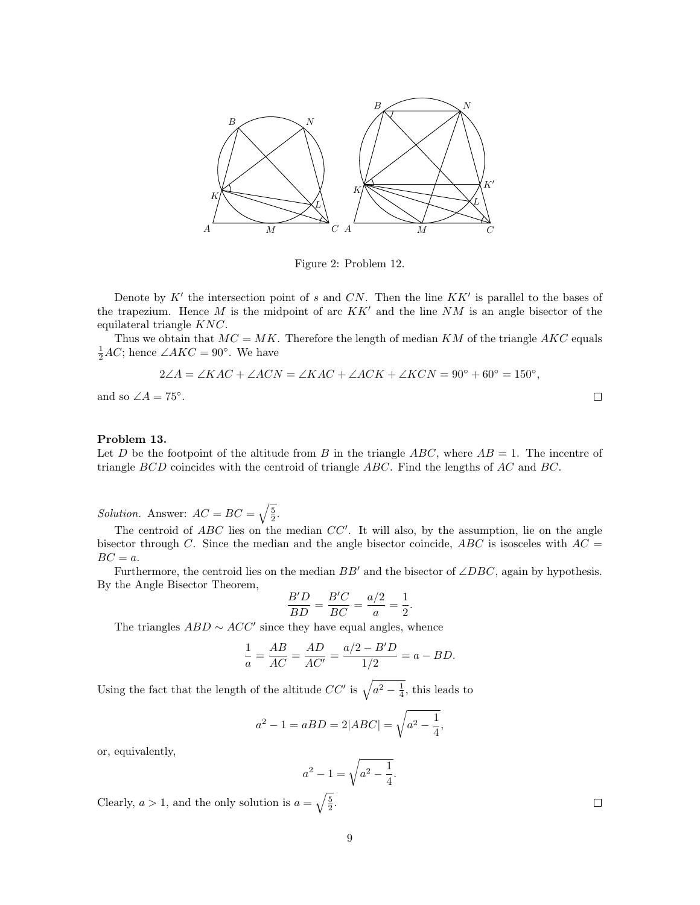Figure 2: Problem 12.

Denote by $K'$ the intersection point of $s$ and $CN$. Then the line $KK'$ is parallel to the bases of the trapezium. Hence $M$ is the midpoint of arc $KK'$ and the line $NM$ is an angle bisector of the equilateral triangle $KNC$.

Thus we obtain that $MC = MK$. Therefore the length of median $KM$ of the triangle $AKC$ equals $\frac{1}{2}AC$; hence $\angle AKC = 90°$. We have

$$2\angle A = \angle KAC + \angle ACN = \angle KAC + \angle ACK + \angle KCN = 90° + 60° = 150°,$$

and so $\angle A = 75°$. □

**Problem 13.**
Let $D$ be the footpoint of the altitude from $B$ in the triangle $ABC$, where $AB = 1$. The incentre of triangle $BCD$ coincides with the centroid of triangle $ABC$. Find the lengths of $AC$ and $BC$.

*Solution.* Answer: $AC = BC = \sqrt{\frac{5}{2}}$.

The centroid of $ABC$ lies on the median $CC'$. It will also, by the assumption, lie on the angle bisector through $C$. Since the median and the angle bisector coincide, $ABC$ is isosceles with $AC = BC = a$.

Furthermore, the centroid lies on the median $BB'$ and the bisector of $\angle DBC$, again by hypothesis. By the Angle Bisector Theorem,

$$\frac{B'D}{BD} = \frac{B'C}{BC} = \frac{a/2}{a} = \frac{1}{2}.$$

The triangles $ABD \sim ACC'$ since they have equal angles, whence

$$\frac{1}{a} = \frac{AB}{AC} = \frac{AD}{AC'} = \frac{a/2 - B'D}{1/2} = a - BD.$$

Using the fact that the length of the altitude $CC'$ is $\sqrt{a^2 - \frac{1}{4}}$, this leads to

$$a^2 - 1 = aBD = 2|ABC| = \sqrt{a^2 - \frac{1}{4}},$$

or, equivalently,

$$a^2 - 1 = \sqrt{a^2 - \frac{1}{4}}.$$

Clearly, $a > 1$, and the only solution is $a = \sqrt{\frac{5}{2}}$. □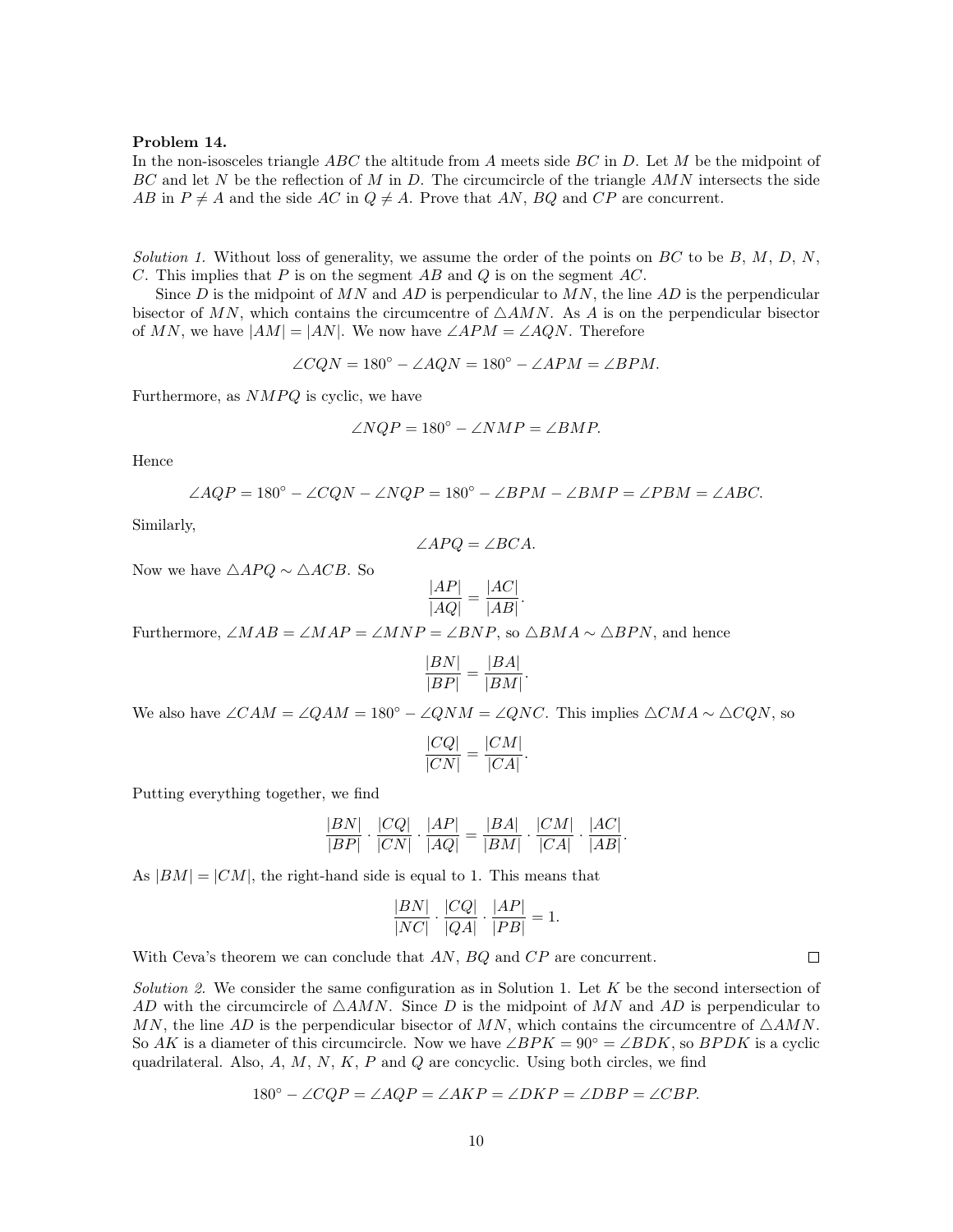**Problem 14.**
In the non-isosceles triangle $ABC$ the altitude from $A$ meets side $BC$ in $D$. Let $M$ be the midpoint of $BC$ and let $N$ be the reflection of $M$ in $D$. The circumcircle of the triangle $AMN$ intersects the side $AB$ in $P \neq A$ and the side $AC$ in $Q \neq A$. Prove that $AN$, $BQ$ and $CP$ are concurrent.

*Solution 1.* Without loss of generality, we assume the order of the points on $BC$ to be $B$, $M$, $D$, $N$, $C$. This implies that $P$ is on the segment $AB$ and $Q$ is on the segment $AC$.

Since $D$ is the midpoint of $MN$ and $AD$ is perpendicular to $MN$, the line $AD$ is the perpendicular bisector of $MN$, which contains the circumcentre of $\triangle AMN$. As $A$ is on the perpendicular bisector of $MN$, we have $|AM| = |AN|$. We now have $\angle APM = \angle AQN$. Therefore

$$\angle CQN = 180^\circ - \angle AQN = 180^\circ - \angle APM = \angle BPM.$$

Furthermore, as $NMPQ$ is cyclic, we have

$$\angle NQP = 180^\circ - \angle NMP = \angle BMP.$$

Hence

$$\angle AQP = 180^\circ - \angle CQN - \angle NQP = 180^\circ - \angle BPM - \angle BMP = \angle PBM = \angle ABC.$$

Similarly,

$$\angle APQ = \angle BCA.$$

Now we have $\triangle APQ \sim \triangle ACB$. So

$$\frac{|AP|}{|AQ|} = \frac{|AC|}{|AB|}.$$

Furthermore, $\angle MAB = \angle MAP = \angle MNP = \angle BNP$, so $\triangle BMA \sim \triangle BPN$, and hence

$$\frac{|BN|}{|BP|} = \frac{|BA|}{|BM|}.$$

We also have $\angle CAM = \angle QAM = 180^\circ - \angle QNM = \angle QNC$. This implies $\triangle CMA \sim \triangle CQN$, so

$$\frac{|CQ|}{|CN|} = \frac{|CM|}{|CA|}.$$

Putting everything together, we find

$$\frac{|BN|}{|BP|} \cdot \frac{|CQ|}{|CN|} \cdot \frac{|AP|}{|AQ|} = \frac{|BA|}{|BM|} \cdot \frac{|CM|}{|CA|} \cdot \frac{|AC|}{|AB|}.$$

As $|BM| = |CM|$, the right-hand side is equal to 1. This means that

$$\frac{|BN|}{|NC|} \cdot \frac{|CQ|}{|QA|} \cdot \frac{|AP|}{|PB|} = 1.$$

With Ceva's theorem we can conclude that $AN$, $BQ$ and $CP$ are concurrent. □

*Solution 2.* We consider the same configuration as in Solution 1. Let $K$ be the second intersection of $AD$ with the circumcircle of $\triangle AMN$. Since $D$ is the midpoint of $MN$ and $AD$ is perpendicular to $MN$, the line $AD$ is the perpendicular bisector of $MN$, which contains the circumcentre of $\triangle AMN$. So $AK$ is a diameter of this circumcircle. Now we have $\angle BPK = 90^\circ = \angle BDK$, so $BPDK$ is a cyclic quadrilateral. Also, $A$, $M$, $N$, $K$, $P$ and $Q$ are concyclic. Using both circles, we find

$$180^\circ - \angle CQP = \angle AQP = \angle AKP = \angle DKP = \angle DBP = \angle CBP.$$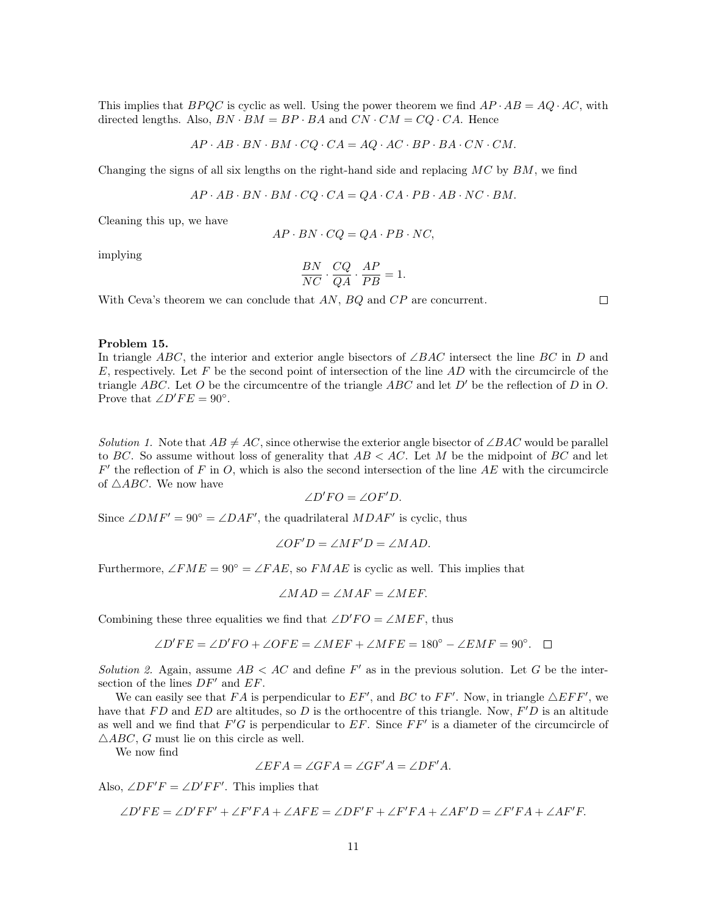This implies that $BPQC$ is cyclic as well. Using the power theorem we find $AP \cdot AB = AQ \cdot AC$, with directed lengths. Also, $BN \cdot BM = BP \cdot BA$ and $CN \cdot CM = CQ \cdot CA$. Hence

$$AP \cdot AB \cdot BN \cdot BM \cdot CQ \cdot CA = AQ \cdot AC \cdot BP \cdot BA \cdot CN \cdot CM.$$

Changing the signs of all six lengths on the right-hand side and replacing $MC$ by $BM$, we find

$$AP \cdot AB \cdot BN \cdot BM \cdot CQ \cdot CA = QA \cdot CA \cdot PB \cdot AB \cdot NC \cdot BM.$$

Cleaning this up, we have

$$AP \cdot BN \cdot CQ = QA \cdot PB \cdot NC,$$

implying

$$\frac{BN}{NC} \cdot \frac{CQ}{QA} \cdot \frac{AP}{PB} = 1.$$

With Ceva's theorem we can conclude that $AN$, $BQ$ and $CP$ are concurrent. □

**Problem 15.**
In triangle $ABC$, the interior and exterior angle bisectors of $\angle BAC$ intersect the line $BC$ in $D$ and $E$, respectively. Let $F$ be the second point of intersection of the line $AD$ with the circumcircle of the triangle $ABC$. Let $O$ be the circumcentre of the triangle $ABC$ and let $D'$ be the reflection of $D$ in $O$. Prove that $\angle D'FE = 90°$.

*Solution 1.* Note that $AB \neq AC$, since otherwise the exterior angle bisector of $\angle BAC$ would be parallel to $BC$. So assume without loss of generality that $AB < AC$. Let $M$ be the midpoint of $BC$ and let $F'$ the reflection of $F$ in $O$, which is also the second intersection of the line $AE$ with the circumcircle of $\triangle ABC$. We now have

$$\angle D'FO = \angle OF'D.$$

Since $\angle DMF' = 90° = \angle DAF'$, the quadrilateral $MDAF'$ is cyclic, thus

$$\angle OF'D = \angle MF'D = \angle MAD.$$

Furthermore, $\angle FME = 90° = \angle FAE$, so $FMAE$ is cyclic as well. This implies that

$$\angle MAD = \angle MAF = \angle MEF.$$

Combining these three equalities we find that $\angle D'FO = \angle MEF$, thus

$$\angle D'FE = \angle D'FO + \angle OFE = \angle MEF + \angle MFE = 180° - \angle EMF = 90°. \quad \square$$

*Solution 2.* Again, assume $AB < AC$ and define $F'$ as in the previous solution. Let $G$ be the intersection of the lines $DF'$ and $EF$.

We can easily see that $FA$ is perpendicular to $EF'$, and $BC$ to $FF'$. Now, in triangle $\triangle EFF'$, we have that $FD$ and $ED$ are altitudes, so $D$ is the orthocentre of this triangle. Now, $F'D$ is an altitude as well and we find that $F'G$ is perpendicular to $EF$. Since $FF'$ is a diameter of the circumcircle of $\triangle ABC$, $G$ must lie on this circle as well.

We now find

$$\angle EFA = \angle GFA = \angle GF'A = \angle DF'A.$$

Also, $\angle DF'F = \angle D'FF'$. This implies that

$$\angle D'FE = \angle D'FF' + \angle F'FA + \angle AFE = \angle DF'F + \angle F'FA + \angle AF'D = \angle F'FA + \angle AF'F.$$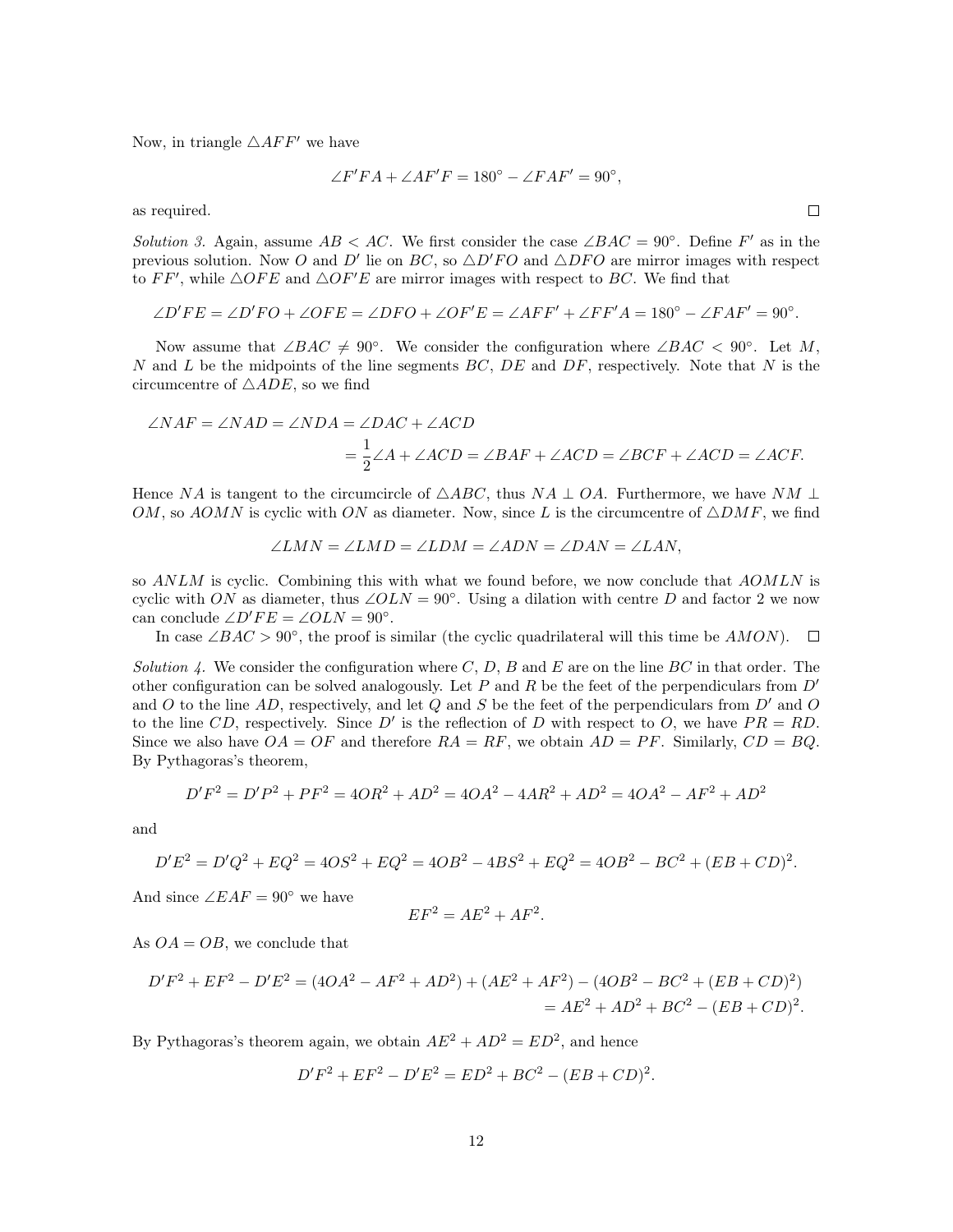Now, in triangle $\triangle AFF'$ we have

$$\angle F'FA + \angle AF'F = 180^\circ - \angle FAF' = 90^\circ,$$

as required. $\square$

*Solution 3.* Again, assume $AB < AC$. We first consider the case $\angle BAC = 90^\circ$. Define $F'$ as in the previous solution. Now $O$ and $D'$ lie on $BC$, so $\triangle D'FO$ and $\triangle DFO$ are mirror images with respect to $FF'$, while $\triangle OFE$ and $\triangle OF'E$ are mirror images with respect to $BC$. We find that

$$\angle D'FE = \angle D'FO + \angle OFE = \angle DFO + \angle OF'E = \angle AFF' + \angle FF'A = 180^\circ - \angle FAF' = 90^\circ.$$

Now assume that $\angle BAC \neq 90^\circ$. We consider the configuration where $\angle BAC < 90^\circ$. Let $M$, $N$ and $L$ be the midpoints of the line segments $BC$, $DE$ and $DF$, respectively. Note that $N$ is the circumcentre of $\triangle ADE$, so we find

$$\begin{aligned}\angle NAF = \angle NAD = \angle NDA &= \angle DAC + \angle ACD \\ &= \frac{1}{2}\angle A + \angle ACD = \angle BAF + \angle ACD = \angle BCF + \angle ACD = \angle ACF.\end{aligned}$$

Hence $NA$ is tangent to the circumcircle of $\triangle ABC$, thus $NA \perp OA$. Furthermore, we have $NM \perp OM$, so $AOMN$ is cyclic with $ON$ as diameter. Now, since $L$ is the circumcentre of $\triangle DMF$, we find

$$\angle LMN = \angle LMD = \angle LDM = \angle ADN = \angle DAN = \angle LAN,$$

so $ANLM$ is cyclic. Combining this with what we found before, we now conclude that $AOMLN$ is cyclic with $ON$ as diameter, thus $\angle OLN = 90^\circ$. Using a dilation with centre $D$ and factor 2 we now can conclude $\angle D'FE = \angle OLN = 90^\circ$.

In case $\angle BAC > 90^\circ$, the proof is similar (the cyclic quadrilateral will this time be $AMON$). $\square$

*Solution 4.* We consider the configuration where $C$, $D$, $B$ and $E$ are on the line $BC$ in that order. The other configuration can be solved analogously. Let $P$ and $R$ be the feet of the perpendiculars from $D'$ and $O$ to the line $AD$, respectively, and let $Q$ and $S$ be the feet of the perpendiculars from $D'$ and $O$ to the line $CD$, respectively. Since $D'$ is the reflection of $D$ with respect to $O$, we have $PR = RD$. Since we also have $OA = OF$ and therefore $RA = RF$, we obtain $AD = PF$. Similarly, $CD = BQ$. By Pythagoras's theorem,

$$D'F^2 = D'P^2 + PF^2 = 4OR^2 + AD^2 = 4OA^2 - 4AR^2 + AD^2 = 4OA^2 - AF^2 + AD^2$$

and

$$D'E^2 = D'Q^2 + EQ^2 = 4OS^2 + EQ^2 = 4OB^2 - 4BS^2 + EQ^2 = 4OB^2 - BC^2 + (EB + CD)^2.$$

And since $\angle EAF = 90^\circ$ we have

$$EF^2 = AE^2 + AF^2.$$

As $OA = OB$, we conclude that

$$\begin{aligned}D'F^2 + EF^2 - D'E^2 &= (4OA^2 - AF^2 + AD^2) + (AE^2 + AF^2) - (4OB^2 - BC^2 + (EB + CD)^2) \\ &= AE^2 + AD^2 + BC^2 - (EB + CD)^2.\end{aligned}$$

By Pythagoras's theorem again, we obtain $AE^2 + AD^2 = ED^2$, and hence

$$D'F^2 + EF^2 - D'E^2 = ED^2 + BC^2 - (EB + CD)^2.$$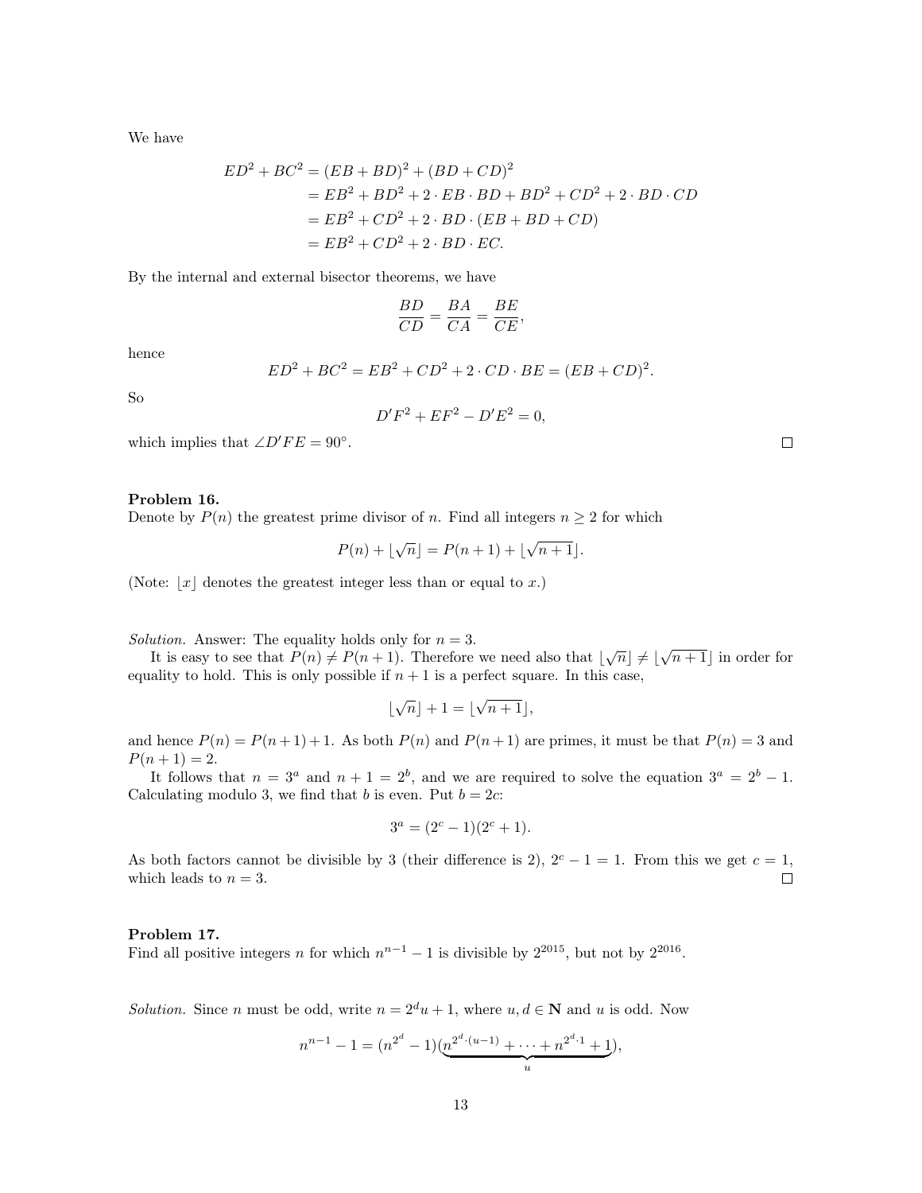We have

$$\begin{aligned} ED^2 + BC^2 &= (EB + BD)^2 + (BD + CD)^2 \\ &= EB^2 + BD^2 + 2 \cdot EB \cdot BD + BD^2 + CD^2 + 2 \cdot BD \cdot CD \\ &= EB^2 + CD^2 + 2 \cdot BD \cdot (EB + BD + CD) \\ &= EB^2 + CD^2 + 2 \cdot BD \cdot EC. \end{aligned}$$

By the internal and external bisector theorems, we have

$$\frac{BD}{CD} = \frac{BA}{CA} = \frac{BE}{CE},$$

hence

$$ED^2 + BC^2 = EB^2 + CD^2 + 2 \cdot CD \cdot BE = (EB + CD)^2.$$

So

$$D'F^2 + EF^2 - D'E^2 = 0,$$

which implies that $\angle D'FE = 90^\circ$. □

**Problem 16.**
Denote by $P(n)$ the greatest prime divisor of $n$. Find all integers $n \geq 2$ for which

$$P(n) + \lfloor \sqrt{n} \rfloor = P(n+1) + \lfloor \sqrt{n+1} \rfloor.$$

(Note: $\lfloor x \rfloor$ denotes the greatest integer less than or equal to $x$.)

*Solution.* Answer: The equality holds only for $n = 3$.

It is easy to see that $P(n) \neq P(n+1)$. Therefore we need also that $\lfloor \sqrt{n} \rfloor \neq \lfloor \sqrt{n+1} \rfloor$ in order for equality to hold. This is only possible if $n+1$ is a perfect square. In this case,

$$\lfloor \sqrt{n} \rfloor + 1 = \lfloor \sqrt{n+1} \rfloor,$$

and hence $P(n) = P(n+1) + 1$. As both $P(n)$ and $P(n+1)$ are primes, it must be that $P(n) = 3$ and $P(n+1) = 2$.

It follows that $n = 3^a$ and $n + 1 = 2^b$, and we are required to solve the equation $3^a = 2^b - 1$. Calculating modulo 3, we find that $b$ is even. Put $b = 2c$:

$$3^a = (2^c - 1)(2^c + 1).$$

As both factors cannot be divisible by 3 (their difference is 2), $2^c - 1 = 1$. From this we get $c = 1$, which leads to $n = 3$. □

**Problem 17.**
Find all positive integers $n$ for which $n^{n-1} - 1$ is divisible by $2^{2015}$, but not by $2^{2016}$.

*Solution.* Since $n$ must be odd, write $n = 2^d u + 1$, where $u, d \in \mathbf{N}$ and $u$ is odd. Now

$$n^{n-1} - 1 = (n^{2^d} - 1)(\underbrace{n^{2^d \cdot (u-1)} + \cdots + n^{2^d \cdot 1} + 1}_{u}),$$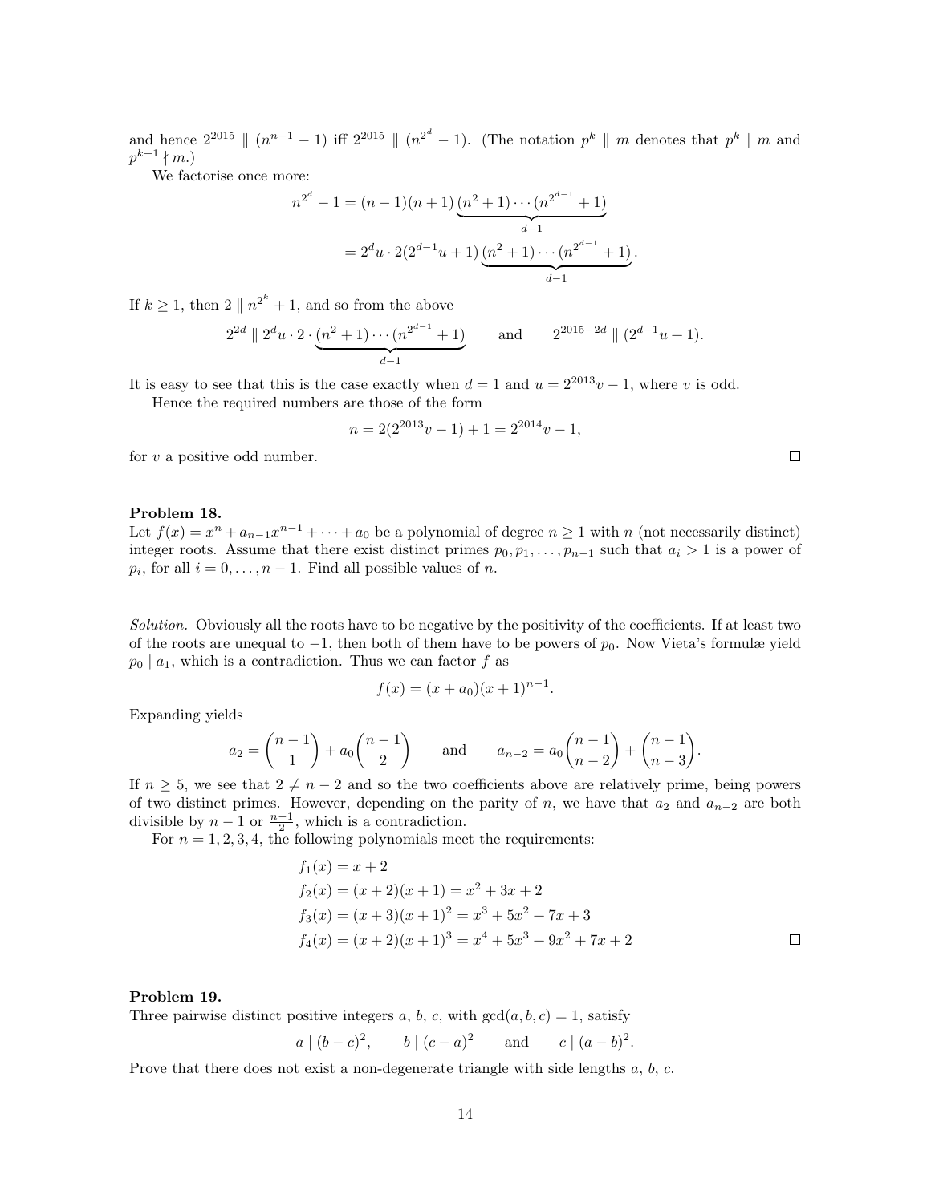and hence $2^{2015} \parallel (n^{n-1} - 1)$ iff $2^{2015} \parallel (n^{2^d} - 1)$. (The notation $p^k \parallel m$ denotes that $p^k \mid m$ and $p^{k+1} \nmid m$.)

We factorise once more:

$$n^{2^d} - 1 = (n-1)(n+1)\underbrace{(n^2+1)\cdots(n^{2^{d-1}}+1)}_{d-1}$$
$$= 2^d u \cdot 2(2^{d-1}u+1)\underbrace{(n^2+1)\cdots(n^{2^{d-1}}+1)}_{d-1}.$$

If $k \geq 1$, then $2 \parallel n^{2^k} + 1$, and so from the above

$$2^{2d} \parallel 2^d u \cdot 2 \cdot \underbrace{(n^2+1)\cdots(n^{2^{d-1}}+1)}_{d-1} \qquad \text{and} \qquad 2^{2015-2d} \parallel (2^{d-1}u+1).$$

It is easy to see that this is the case exactly when $d = 1$ and $u = 2^{2013}v - 1$, where $v$ is odd.

Hence the required numbers are those of the form

$$n = 2(2^{2013}v - 1) + 1 = 2^{2014}v - 1,$$

for $v$ a positive odd number. □

**Problem 18.**
Let $f(x) = x^n + a_{n-1}x^{n-1} + \cdots + a_0$ be a polynomial of degree $n \geq 1$ with $n$ (not necessarily distinct) integer roots. Assume that there exist distinct primes $p_0, p_1, \ldots, p_{n-1}$ such that $a_i > 1$ is a power of $p_i$, for all $i = 0, \ldots, n-1$. Find all possible values of $n$.

*Solution.* Obviously all the roots have to be negative by the positivity of the coefficients. If at least two of the roots are unequal to $-1$, then both of them have to be powers of $p_0$. Now Vieta's formulæ yield $p_0 \mid a_1$, which is a contradiction. Thus we can factor $f$ as

$$f(x) = (x + a_0)(x+1)^{n-1}.$$

Expanding yields

$$a_2 = \binom{n-1}{1} + a_0\binom{n-1}{2} \qquad \text{and} \qquad a_{n-2} = a_0\binom{n-1}{n-2} + \binom{n-1}{n-3}.$$

If $n \geq 5$, we see that $2 \neq n-2$ and so the two coefficients above are relatively prime, being powers of two distinct primes. However, depending on the parity of $n$, we have that $a_2$ and $a_{n-2}$ are both divisible by $n-1$ or $\frac{n-1}{2}$, which is a contradiction.

For $n = 1, 2, 3, 4$, the following polynomials meet the requirements:

$$f_1(x) = x + 2$$
$$f_2(x) = (x+2)(x+1) = x^2 + 3x + 2$$
$$f_3(x) = (x+3)(x+1)^2 = x^3 + 5x^2 + 7x + 3$$
$$f_4(x) = (x+2)(x+1)^3 = x^4 + 5x^3 + 9x^2 + 7x + 2$$

□

**Problem 19.**
Three pairwise distinct positive integers $a$, $b$, $c$, with $\gcd(a, b, c) = 1$, satisfy

$$a \mid (b-c)^2, \qquad b \mid (c-a)^2 \qquad \text{and} \qquad c \mid (a-b)^2.$$

Prove that there does not exist a non-degenerate triangle with side lengths $a$, $b$, $c$.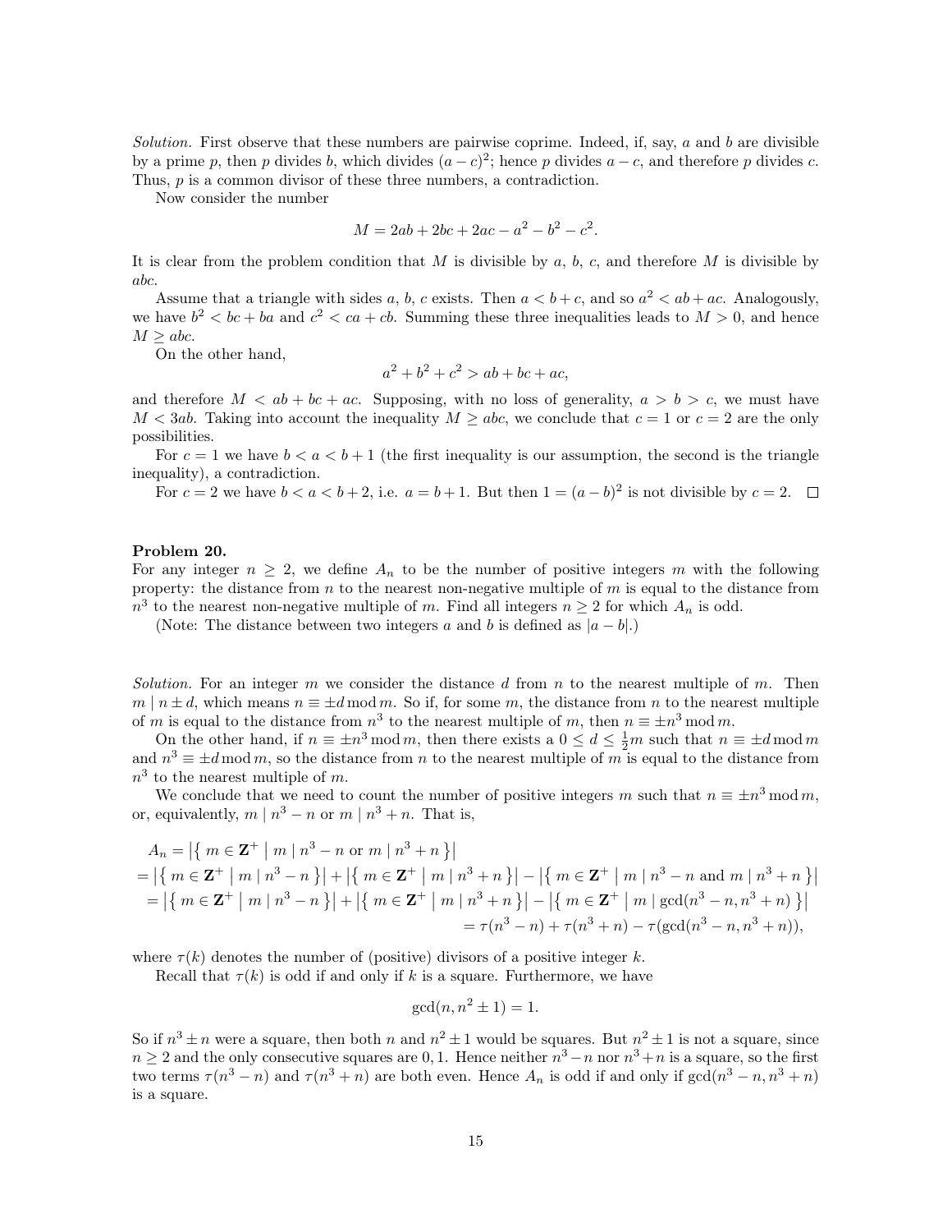*Solution.* First observe that these numbers are pairwise coprime. Indeed, if, say, $a$ and $b$ are divisible by a prime $p$, then $p$ divides $b$, which divides $(a-c)^2$; hence $p$ divides $a-c$, and therefore $p$ divides $c$. Thus, $p$ is a common divisor of these three numbers, a contradiction.

Now consider the number

$$M = 2ab + 2bc + 2ac - a^2 - b^2 - c^2.$$

It is clear from the problem condition that $M$ is divisible by $a$, $b$, $c$, and therefore $M$ is divisible by $abc$.

Assume that a triangle with sides $a$, $b$, $c$ exists. Then $a < b + c$, and so $a^2 < ab + ac$. Analogously, we have $b^2 < bc + ba$ and $c^2 < ca + cb$. Summing these three inequalities leads to $M > 0$, and hence $M \geq abc$.

On the other hand,

$$a^2 + b^2 + c^2 > ab + bc + ac,$$

and therefore $M < ab + bc + ac$. Supposing, with no loss of generality, $a > b > c$, we must have $M < 3ab$. Taking into account the inequality $M \geq abc$, we conclude that $c = 1$ or $c = 2$ are the only possibilities.

For $c = 1$ we have $b < a < b + 1$ (the first inequality is our assumption, the second is the triangle inequality), a contradiction.

For $c = 2$ we have $b < a < b + 2$, i.e. $a = b + 1$. But then $1 = (a-b)^2$ is not divisible by $c = 2$. □

**Problem 20.**
For any integer $n \geq 2$, we define $A_n$ to be the number of positive integers $m$ with the following property: the distance from $n$ to the nearest non-negative multiple of $m$ is equal to the distance from $n^3$ to the nearest non-negative multiple of $m$. Find all integers $n \geq 2$ for which $A_n$ is odd.

(Note: The distance between two integers $a$ and $b$ is defined as $|a - b|$.)

*Solution.* For an integer $m$ we consider the distance $d$ from $n$ to the nearest multiple of $m$. Then $m \mid n \pm d$, which means $n \equiv \pm d \bmod m$. So if, for some $m$, the distance from $n$ to the nearest multiple of $m$ is equal to the distance from $n^3$ to the nearest multiple of $m$, then $n \equiv \pm n^3 \bmod m$.

On the other hand, if $n \equiv \pm n^3 \bmod m$, then there exists a $0 \leq d \leq \frac{1}{2}m$ such that $n \equiv \pm d \bmod m$ and $n^3 \equiv \pm d \bmod m$, so the distance from $n$ to the nearest multiple of $m$ is equal to the distance from $n^3$ to the nearest multiple of $m$.

We conclude that we need to count the number of positive integers $m$ such that $n \equiv \pm n^3 \bmod m$, or, equivalently, $m \mid n^3 - n$ or $m \mid n^3 + n$. That is,

$$\begin{aligned}
A_n &= \left|\left\{ m \in \mathbf{Z}^+ \mid m \mid n^3 - n \text{ or } m \mid n^3 + n \right\}\right| \\
&= \left|\left\{ m \in \mathbf{Z}^+ \mid m \mid n^3 - n \right\}\right| + \left|\left\{ m \in \mathbf{Z}^+ \mid m \mid n^3 + n \right\}\right| - \left|\left\{ m \in \mathbf{Z}^+ \mid m \mid n^3 - n \text{ and } m \mid n^3 + n \right\}\right| \\
&= \left|\left\{ m \in \mathbf{Z}^+ \mid m \mid n^3 - n \right\}\right| + \left|\left\{ m \in \mathbf{Z}^+ \mid m \mid n^3 + n \right\}\right| - \left|\left\{ m \in \mathbf{Z}^+ \mid m \mid \gcd(n^3 - n, n^3 + n) \right\}\right| \\
&= \tau(n^3 - n) + \tau(n^3 + n) - \tau(\gcd(n^3 - n, n^3 + n)),
\end{aligned}$$

where $\tau(k)$ denotes the number of (positive) divisors of a positive integer $k$.

Recall that $\tau(k)$ is odd if and only if $k$ is a square. Furthermore, we have

$$\gcd(n, n^2 \pm 1) = 1.$$

So if $n^3 \pm n$ were a square, then both $n$ and $n^2 \pm 1$ would be squares. But $n^2 \pm 1$ is not a square, since $n \geq 2$ and the only consecutive squares are $0, 1$. Hence neither $n^3 - n$ nor $n^3 + n$ is a square, so the first two terms $\tau(n^3 - n)$ and $\tau(n^3 + n)$ are both even. Hence $A_n$ is odd if and only if $\gcd(n^3 - n, n^3 + n)$ is a square.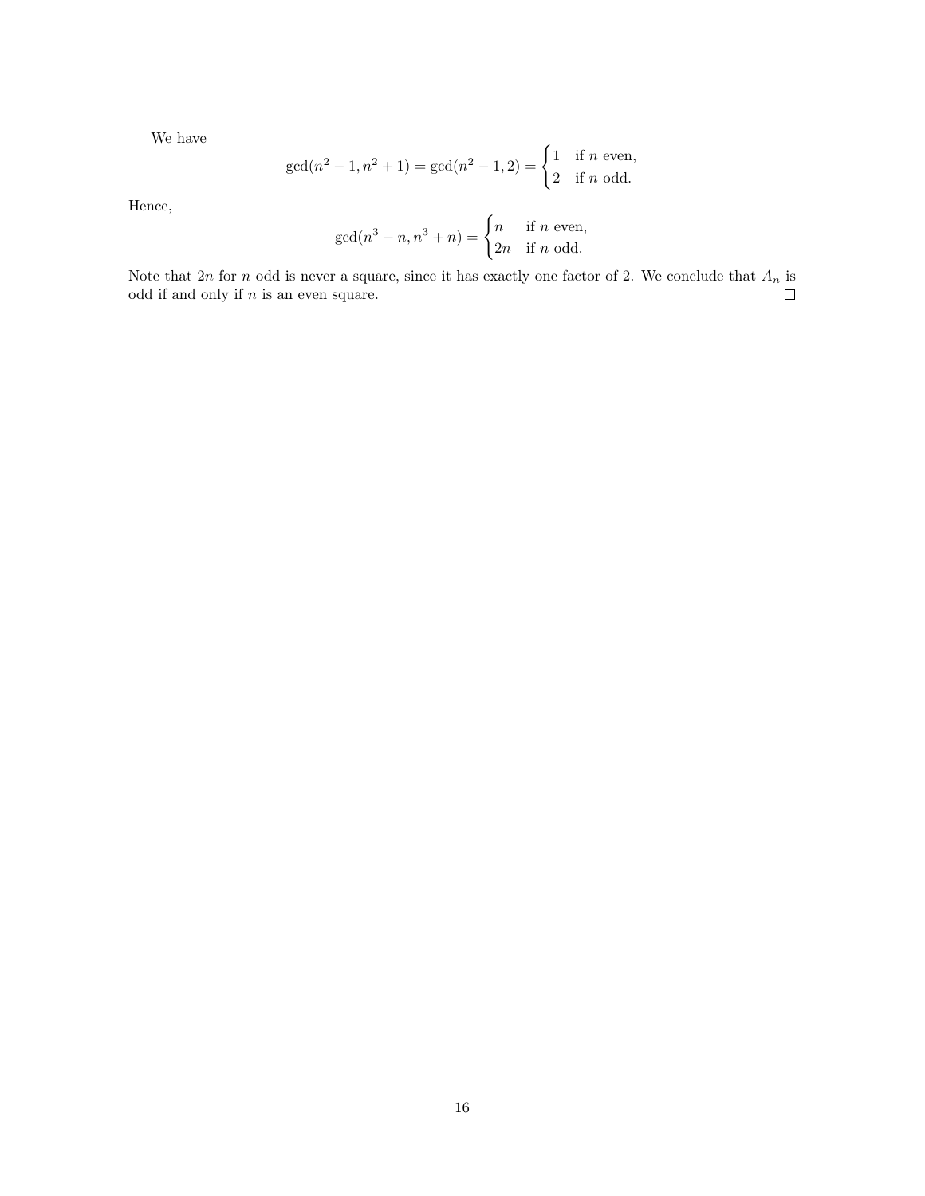We have

$$\gcd(n^2-1, n^2+1) = \gcd(n^2-1, 2) = \begin{cases} 1 & \text{if } n \text{ even,} \\ 2 & \text{if } n \text{ odd.} \end{cases}$$

Hence,

$$\gcd(n^3-n, n^3+n) = \begin{cases} n & \text{if } n \text{ even,} \\ 2n & \text{if } n \text{ odd.} \end{cases}$$

Note that $2n$ for $n$ odd is never a square, since it has exactly one factor of 2. We conclude that $A_n$ is odd if and only if $n$ is an even square. $\square$